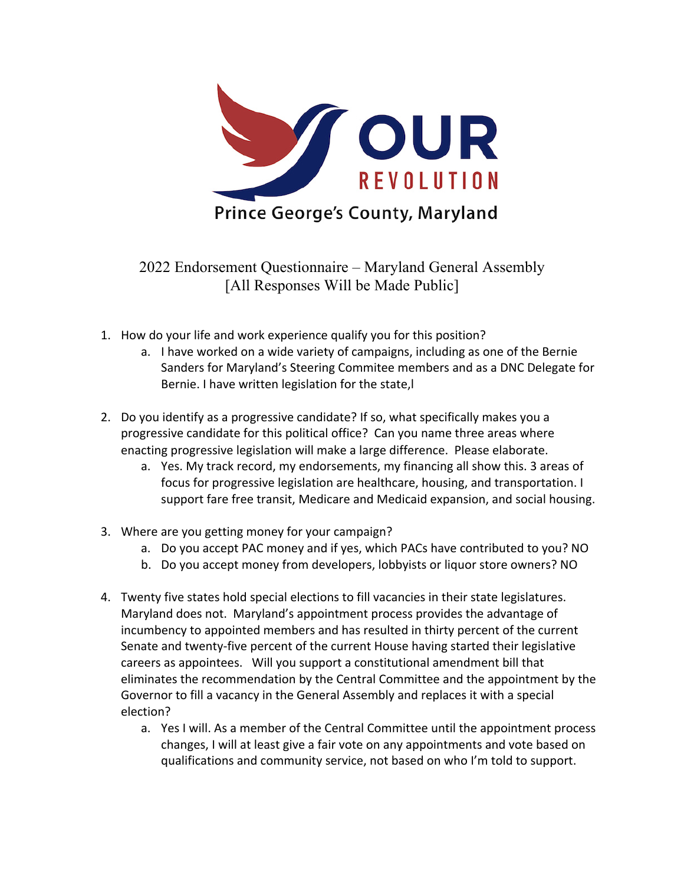OUR REVOLUTION

Prince George's County, Maryland

2022 Endorsement Questionnaire – Maryland General Assembly
[All Responses Will be Made Public]

1. How do your life and work experience qualify you for this position?
   a. I have worked on a wide variety of campaigns, including as one of the Bernie Sanders for Maryland's Steering Commitee members and as a DNC Delegate for Bernie. I have written legislation for the state,l

2. Do you identify as a progressive candidate? If so, what specifically makes you a progressive candidate for this political office? Can you name three areas where enacting progressive legislation will make a large difference. Please elaborate.
   a. Yes. My track record, my endorsements, my financing all show this. 3 areas of focus for progressive legislation are healthcare, housing, and transportation. I support fare free transit, Medicare and Medicaid expansion, and social housing.

3. Where are you getting money for your campaign?
   a. Do you accept PAC money and if yes, which PACs have contributed to you? NO
   b. Do you accept money from developers, lobbyists or liquor store owners? NO

4. Twenty five states hold special elections to fill vacancies in their state legislatures. Maryland does not. Maryland's appointment process provides the advantage of incumbency to appointed members and has resulted in thirty percent of the current Senate and twenty-five percent of the current House having started their legislative careers as appointees. Will you support a constitutional amendment bill that eliminates the recommendation by the Central Committee and the appointment by the Governor to fill a vacancy in the General Assembly and replaces it with a special election?
   a. Yes I will. As a member of the Central Committee until the appointment process changes, I will at least give a fair vote on any appointments and vote based on qualifications and community service, not based on who I'm told to support.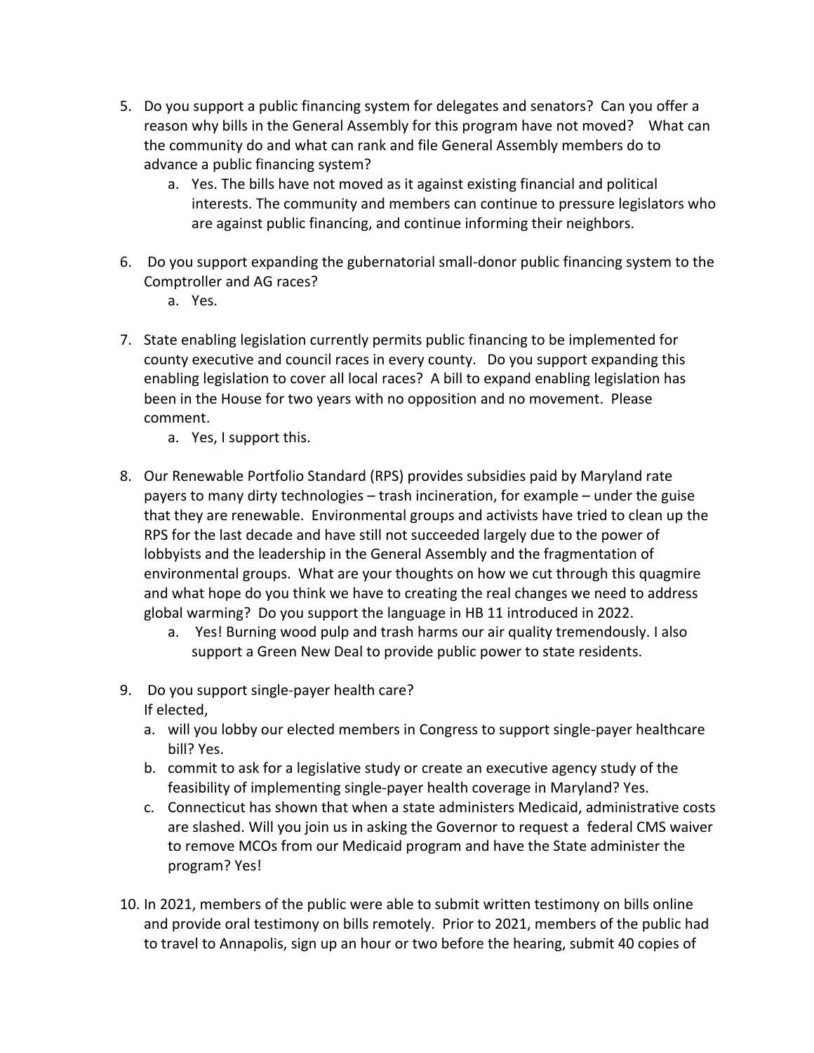5. Do you support a public financing system for delegates and senators? Can you offer a reason why bills in the General Assembly for this program have not moved? What can the community do and what can rank and file General Assembly members do to advance a public financing system?
    a. Yes. The bills have not moved as it against existing financial and political interests. The community and members can continue to pressure legislators who are against public financing, and continue informing their neighbors.

6. Do you support expanding the gubernatorial small-donor public financing system to the Comptroller and AG races?
    a. Yes.

7. State enabling legislation currently permits public financing to be implemented for county executive and council races in every county. Do you support expanding this enabling legislation to cover all local races? A bill to expand enabling legislation has been in the House for two years with no opposition and no movement. Please comment.
    a. Yes, I support this.

8. Our Renewable Portfolio Standard (RPS) provides subsidies paid by Maryland rate payers to many dirty technologies – trash incineration, for example – under the guise that they are renewable. Environmental groups and activists have tried to clean up the RPS for the last decade and have still not succeeded largely due to the power of lobbyists and the leadership in the General Assembly and the fragmentation of environmental groups. What are your thoughts on how we cut through this quagmire and what hope do you think we have to creating the real changes we need to address global warming? Do you support the language in HB 11 introduced in 2022.
    a. Yes! Burning wood pulp and trash harms our air quality tremendously. I also support a Green New Deal to provide public power to state residents.

9. Do you support single-payer health care?
   If elected,
    a. will you lobby our elected members in Congress to support single-payer healthcare bill? Yes.
    b. commit to ask for a legislative study or create an executive agency study of the feasibility of implementing single-payer health coverage in Maryland? Yes.
    c. Connecticut has shown that when a state administers Medicaid, administrative costs are slashed. Will you join us in asking the Governor to request a federal CMS waiver to remove MCOs from our Medicaid program and have the State administer the program? Yes!

10. In 2021, members of the public were able to submit written testimony on bills online and provide oral testimony on bills remotely. Prior to 2021, members of the public had to travel to Annapolis, sign up an hour or two before the hearing, submit 40 copies of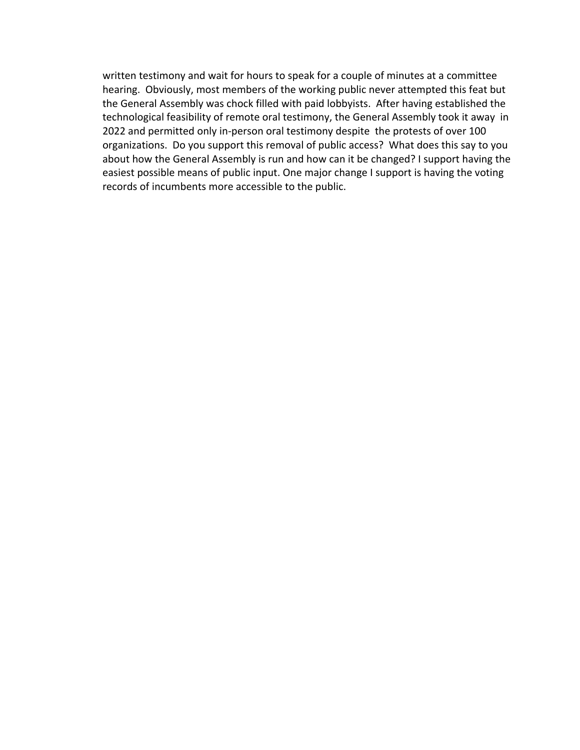written testimony and wait for hours to speak for a couple of minutes at a committee hearing. Obviously, most members of the working public never attempted this feat but the General Assembly was chock filled with paid lobbyists. After having established the technological feasibility of remote oral testimony, the General Assembly took it away in 2022 and permitted only in-person oral testimony despite the protests of over 100 organizations. Do you support this removal of public access? What does this say to you about how the General Assembly is run and how can it be changed? I support having the easiest possible means of public input. One major change I support is having the voting records of incumbents more accessible to the public.